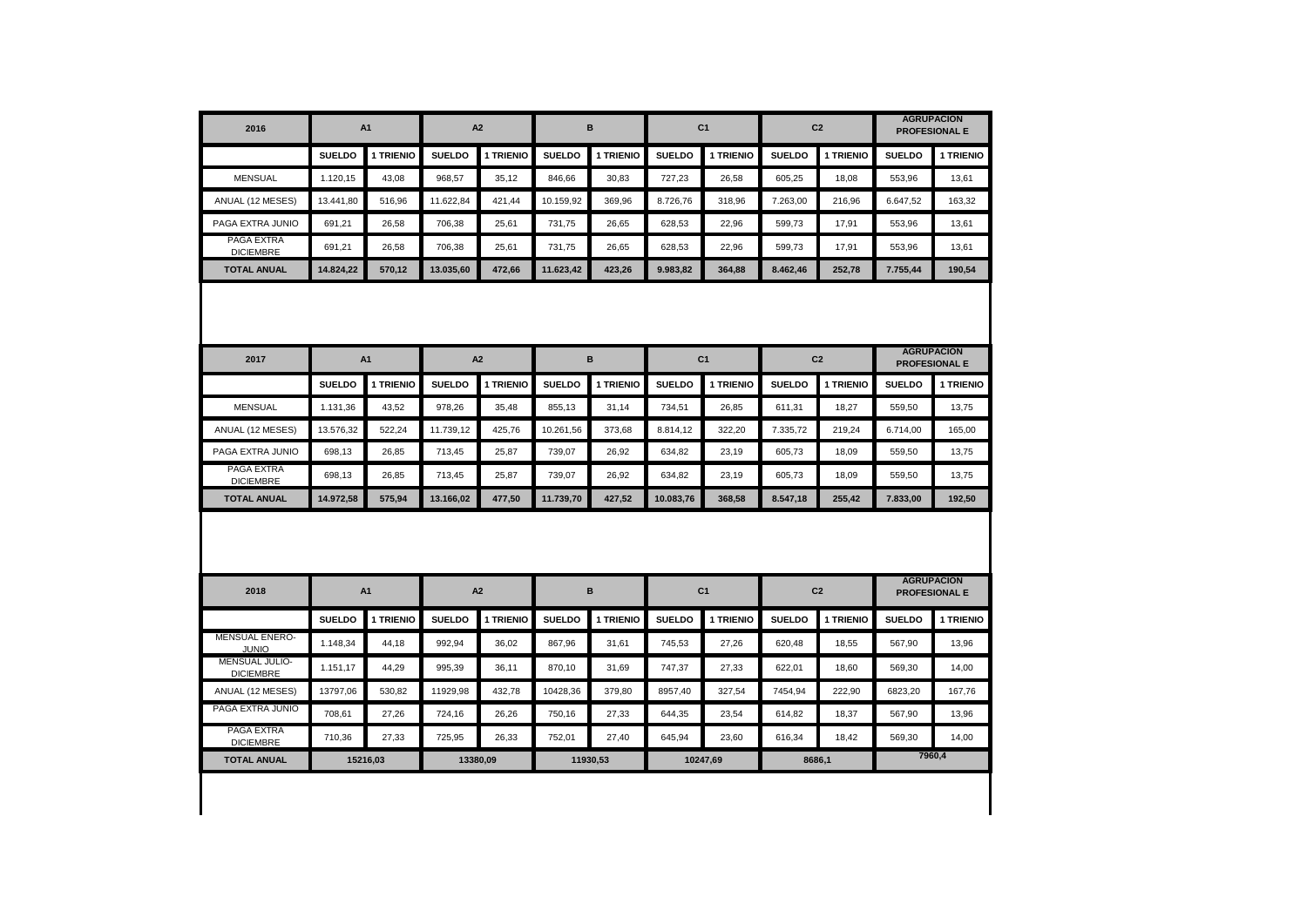| 2016 | A1 | | A2 | | B | | C1 | | C2 | | AGRUPACION PROFESIONAL E | |
|---|---|---|---|---|---|---|---|---|---|---|---|---|
| | **SUELDO** | **1 TRIENIO** | **SUELDO** | **1 TRIENIO** | **SUELDO** | **1 TRIENIO** | **SUELDO** | **1 TRIENIO** | **SUELDO** | **1 TRIENIO** | **SUELDO** | **1 TRIENIO** |
| MENSUAL | 1.120,15 | 43,08 | 968,57 | 35,12 | 846,66 | 30,83 | 727,23 | 26,58 | 605,25 | 18,08 | 553,96 | 13,61 |
| ANUAL (12 MESES) | 13.441,80 | 516,96 | 11.622,84 | 421,44 | 10.159,92 | 369,96 | 8.726,76 | 318,96 | 7.263,00 | 216,96 | 6.647,52 | 163,32 |
| PAGA EXTRA JUNIO | 691,21 | 26,58 | 706,38 | 25,61 | 731,75 | 26,65 | 628,53 | 22,96 | 599,73 | 17,91 | 553,96 | 13,61 |
| PAGA EXTRA DICIEMBRE | 691,21 | 26,58 | 706,38 | 25,61 | 731,75 | 26,65 | 628,53 | 22,96 | 599,73 | 17,91 | 553,96 | 13,61 |
| **TOTAL ANUAL** | **14.824,22** | **570,12** | **13.035,60** | **472,66** | **11.623,42** | **423,26** | **9.983,82** | **364,88** | **8.462,46** | **252,78** | **7.755,44** | **190,54** |

| 2017 | A1 | | A2 | | B | | C1 | | C2 | | AGRUPACION PROFESIONAL E | |
|---|---|---|---|---|---|---|---|---|---|---|---|---|
| | **SUELDO** | **1 TRIENIO** | **SUELDO** | **1 TRIENIO** | **SUELDO** | **1 TRIENIO** | **SUELDO** | **1 TRIENIO** | **SUELDO** | **1 TRIENIO** | **SUELDO** | **1 TRIENIO** |
| MENSUAL | 1.131,36 | 43,52 | 978,26 | 35,48 | 855,13 | 31,14 | 734,51 | 26,85 | 611,31 | 18,27 | 559,50 | 13,75 |
| ANUAL (12 MESES) | 13.576,32 | 522,24 | 11.739,12 | 425,76 | 10.261,56 | 373,68 | 8.814,12 | 322,20 | 7.335,72 | 219,24 | 6.714,00 | 165,00 |
| PAGA EXTRA JUNIO | 698,13 | 26,85 | 713,45 | 25,87 | 739,07 | 26,92 | 634,82 | 23,19 | 605,73 | 18,09 | 559,50 | 13,75 |
| PAGA EXTRA DICIEMBRE | 698,13 | 26,85 | 713,45 | 25,87 | 739,07 | 26,92 | 634,82 | 23,19 | 605,73 | 18,09 | 559,50 | 13,75 |
| **TOTAL ANUAL** | **14.972,58** | **575,94** | **13.166,02** | **477,50** | **11.739,70** | **427,52** | **10.083,76** | **368,58** | **8.547,18** | **255,42** | **7.833,00** | **192,50** |

| 2018 | A1 | | A2 | | B | | C1 | | C2 | | AGRUPACION PROFESIONAL E | |
|---|---|---|---|---|---|---|---|---|---|---|---|---|
| | **SUELDO** | **1 TRIENIO** | **SUELDO** | **1 TRIENIO** | **SUELDO** | **1 TRIENIO** | **SUELDO** | **1 TRIENIO** | **SUELDO** | **1 TRIENIO** | **SUELDO** | **1 TRIENIO** |
| MENSUAL ENERO-JUNIO | 1.148,34 | 44,18 | 992,94 | 36,02 | 867,96 | 31,61 | 745,53 | 27,26 | 620,48 | 18,55 | 567,90 | 13,96 |
| MENSUAL JULIO-DICIEMBRE | 1.151,17 | 44,29 | 995,39 | 36,11 | 870,10 | 31,69 | 747,37 | 27,33 | 622,01 | 18,60 | 569,30 | 14,00 |
| ANUAL (12 MESES) | 13797,06 | 530,82 | 11929,98 | 432,78 | 10428,36 | 379,80 | 8957,40 | 327,54 | 7454,94 | 222,90 | 6823,20 | 167,76 |
| PAGA EXTRA JUNIO | 708,61 | 27,26 | 724,16 | 26,26 | 750,16 | 27,33 | 644,35 | 23,54 | 614,82 | 18,37 | 567,90 | 13,96 |
| PAGA EXTRA DICIEMBRE | 710,36 | 27,33 | 725,95 | 26,33 | 752,01 | 27,40 | 645,94 | 23,60 | 616,34 | 18,42 | 569,30 | 14,00 |
| **TOTAL ANUAL** | 15216,03 | | 13380,09 | | 11930,53 | | 10247,69 | | 8686,1 | | 7960,4 | |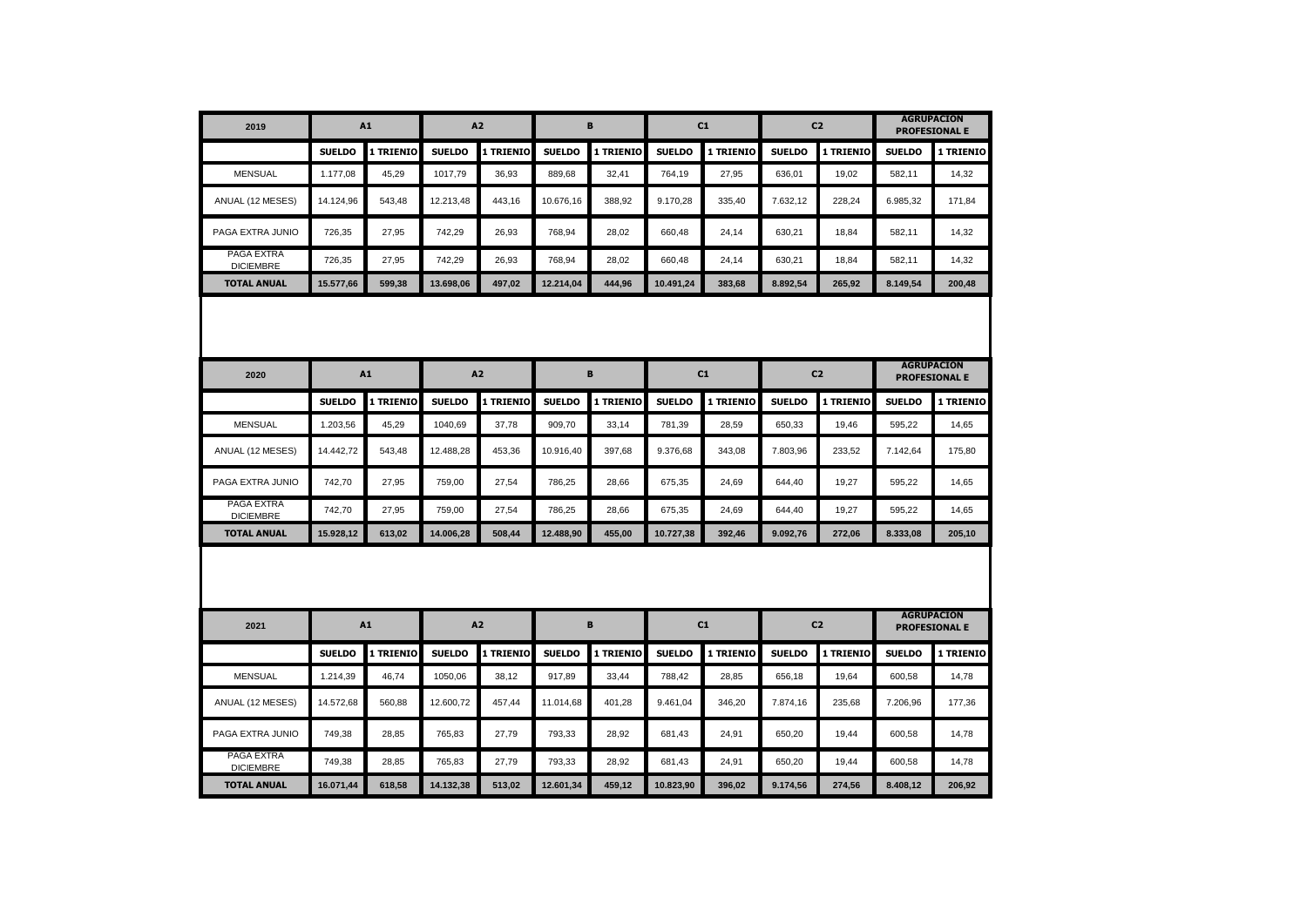| 2019 | A1 | | A2 | | B | | C1 | | C2 | | AGRUPACIÓN PROFESIONAL E | |
|---|---|---|---|---|---|---|---|---|---|---|---|---|
| | SUELDO | 1 TRIENIO | SUELDO | 1 TRIENIO | SUELDO | 1 TRIENIO | SUELDO | 1 TRIENIO | SUELDO | 1 TRIENIO | SUELDO | 1 TRIENIO |
| MENSUAL | 1.177,08 | 45,29 | 1017,79 | 36,93 | 889,68 | 32,41 | 764,19 | 27,95 | 636,01 | 19,02 | 582,11 | 14,32 |
| ANUAL (12 MESES) | 14.124,96 | 543,48 | 12.213,48 | 443,16 | 10.676,16 | 388,92 | 9.170,28 | 335,40 | 7.632,12 | 228,24 | 6.985,32 | 171,84 |
| PAGA EXTRA JUNIO | 726,35 | 27,95 | 742,29 | 26,93 | 768,94 | 28,02 | 660,48 | 24,14 | 630,21 | 18,84 | 582,11 | 14,32 |
| PAGA EXTRA DICIEMBRE | 726,35 | 27,95 | 742,29 | 26,93 | 768,94 | 28,02 | 660,48 | 24,14 | 630,21 | 18,84 | 582,11 | 14,32 |
| **TOTAL ANUAL** | **15.577,66** | **599,38** | **13.698,06** | **497,02** | **12.214,04** | **444,96** | **10.491,24** | **383,68** | **8.892,54** | **265,92** | **8.149,54** | **200,48** |

| 2020 | A1 | | A2 | | B | | C1 | | C2 | | AGRUPACIÓN PROFESIONAL E | |
|---|---|---|---|---|---|---|---|---|---|---|---|---|
| | SUELDO | 1 TRIENIO | SUELDO | 1 TRIENIO | SUELDO | 1 TRIENIO | SUELDO | 1 TRIENIO | SUELDO | 1 TRIENIO | SUELDO | 1 TRIENIO |
| MENSUAL | 1.203,56 | 45,29 | 1040,69 | 37,78 | 909,70 | 33,14 | 781,39 | 28,59 | 650,33 | 19,46 | 595,22 | 14,65 |
| ANUAL (12 MESES) | 14.442,72 | 543,48 | 12.488,28 | 453,36 | 10.916,40 | 397,68 | 9.376,68 | 343,08 | 7.803,96 | 233,52 | 7.142,64 | 175,80 |
| PAGA EXTRA JUNIO | 742,70 | 27,95 | 759,00 | 27,54 | 786,25 | 28,66 | 675,35 | 24,69 | 644,40 | 19,27 | 595,22 | 14,65 |
| PAGA EXTRA DICIEMBRE | 742,70 | 27,95 | 759,00 | 27,54 | 786,25 | 28,66 | 675,35 | 24,69 | 644,40 | 19,27 | 595,22 | 14,65 |
| **TOTAL ANUAL** | **15.928,12** | **613,02** | **14.006,28** | **508,44** | **12.488,90** | **455,00** | **10.727,38** | **392,46** | **9.092,76** | **272,06** | **8.333,08** | **205,10** |

| 2021 | A1 | | A2 | | B | | C1 | | C2 | | AGRUPACIÓN PROFESIONAL E | |
|---|---|---|---|---|---|---|---|---|---|---|---|---|
| | SUELDO | 1 TRIENIO | SUELDO | 1 TRIENIO | SUELDO | 1 TRIENIO | SUELDO | 1 TRIENIO | SUELDO | 1 TRIENIO | SUELDO | 1 TRIENIO |
| MENSUAL | 1.214,39 | 46,74 | 1050,06 | 38,12 | 917,89 | 33,44 | 788,42 | 28,85 | 656,18 | 19,64 | 600,58 | 14,78 |
| ANUAL (12 MESES) | 14.572,68 | 560,88 | 12.600,72 | 457,44 | 11.014,68 | 401,28 | 9.461,04 | 346,20 | 7.874,16 | 235,68 | 7.206,96 | 177,36 |
| PAGA EXTRA JUNIO | 749,38 | 28,85 | 765,83 | 27,79 | 793,33 | 28,92 | 681,43 | 24,91 | 650,20 | 19,44 | 600,58 | 14,78 |
| PAGA EXTRA DICIEMBRE | 749,38 | 28,85 | 765,83 | 27,79 | 793,33 | 28,92 | 681,43 | 24,91 | 650,20 | 19,44 | 600,58 | 14,78 |
| **TOTAL ANUAL** | **16.071,44** | **618,58** | **14.132,38** | **513,02** | **12.601,34** | **459,12** | **10.823,90** | **396,02** | **9.174,56** | **274,56** | **8.408,12** | **206,92** |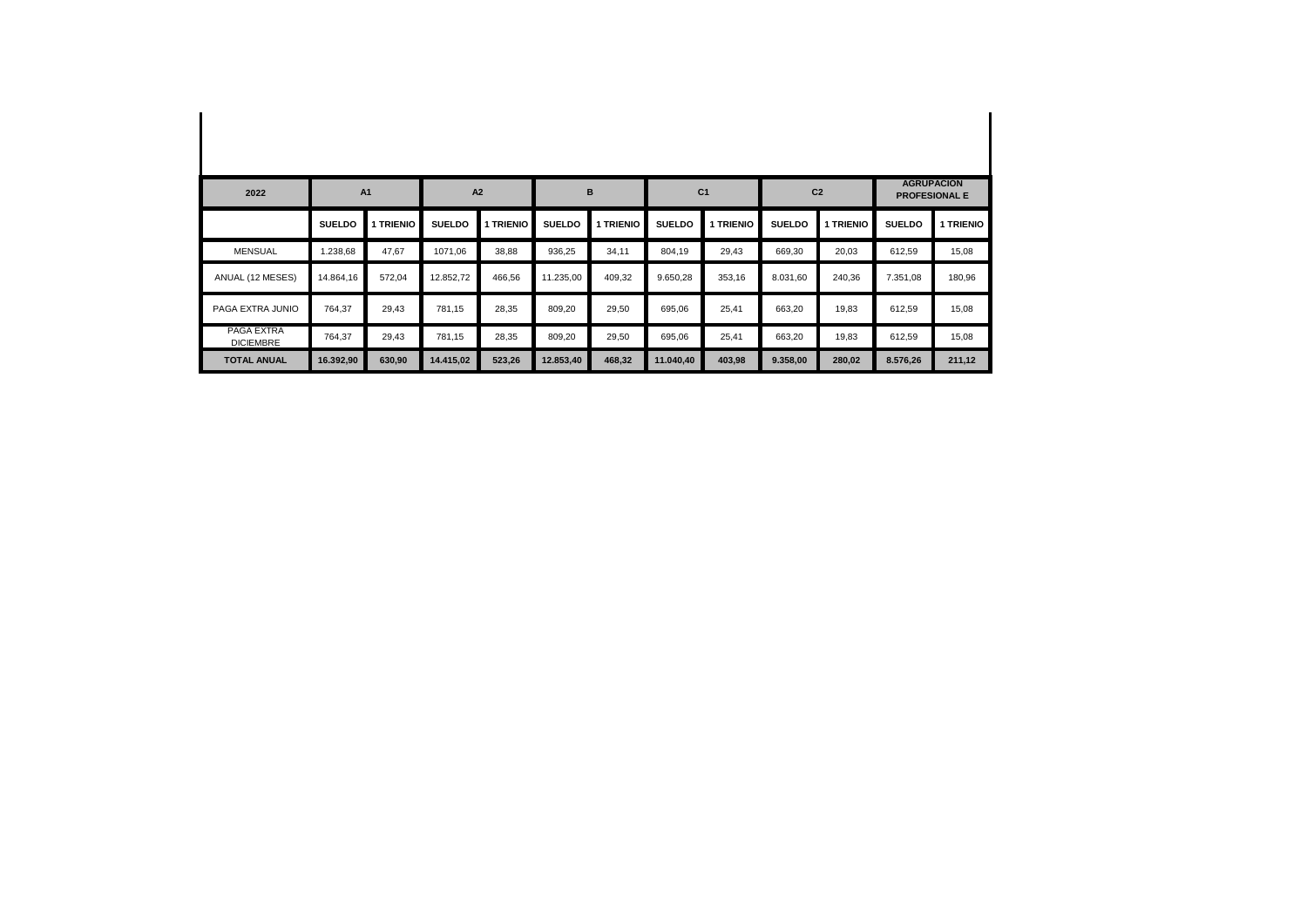| 2022 | A1 | | A2 | | B | | C1 | | C2 | | AGRUPACION PROFESIONAL E | |
|---|---|---|---|---|---|---|---|---|---|---|---|---|
| | SUELDO | 1 TRIENIO | SUELDO | 1 TRIENIO | SUELDO | 1 TRIENIO | SUELDO | 1 TRIENIO | SUELDO | 1 TRIENIO | SUELDO | 1 TRIENIO |
| MENSUAL | 1.238,68 | 47,67 | 1071,06 | 38,88 | 936,25 | 34,11 | 804,19 | 29,43 | 669,30 | 20,03 | 612,59 | 15,08 |
| ANUAL (12 MESES) | 14.864,16 | 572,04 | 12.852,72 | 466,56 | 11.235,00 | 409,32 | 9.650,28 | 353,16 | 8.031,60 | 240,36 | 7.351,08 | 180,96 |
| PAGA EXTRA JUNIO | 764,37 | 29,43 | 781,15 | 28,35 | 809,20 | 29,50 | 695,06 | 25,41 | 663,20 | 19,83 | 612,59 | 15,08 |
| PAGA EXTRA DICIEMBRE | 764,37 | 29,43 | 781,15 | 28,35 | 809,20 | 29,50 | 695,06 | 25,41 | 663,20 | 19,83 | 612,59 | 15,08 |
| **TOTAL ANUAL** | **16.392,90** | **630,90** | **14.415,02** | **523,26** | **12.853,40** | **468,32** | **11.040,40** | **403,98** | **9.358,00** | **280,02** | **8.576,26** | **211,12** |